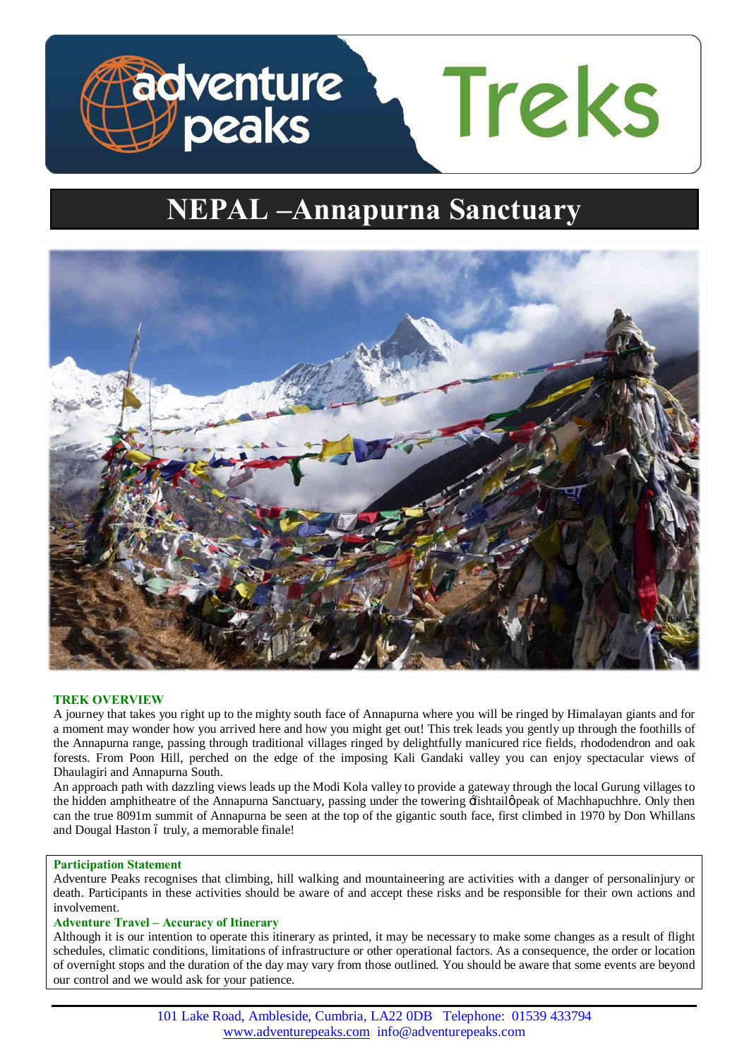# NEPAL –Annapurna Sanctuary

### TREK OVERVIEW

A journey that takes you right up to the mighty south face of Annapurna where you will be ringed by Himalayan giants and for a moment may wonder how you arrived here and how you might get out! This trek leads you gently up through the foothills of the Annapurna range, passing through traditional villages ringed by delightfully manicured rice fields, rhododendron and oak forests. From Poon Hill, perched on the edge of the imposing Kali Gandaki valley you can enjoy spectacular views of Dhaulagiri and Annapurna South.

An approach path with dazzling views leads up the Modi Kola valley to provide a gateway through the local Gurung villages to the hidden amphitheatre of the Annapurna Sanctuary, passing under the towering 'fishtail' peak of Machhapuchhre. Only then can the true 8091m summit of Annapurna be seen at the top of the gigantic south face, first climbed in 1970 by Don Whillans and Dougal Haston – truly, a memorable finale!

**Participation Statement**

Adventure Peaks recognises that climbing, hill walking and mountaineering are activities with a danger of personalinjury or death. Participants in these activities should be aware of and accept these risks and be responsible for their own actions and involvement.

**Adventure Travel – Accuracy of Itinerary**

Although it is our intention to operate this itinerary as printed, it may be necessary to make some changes as a result of flight schedules, climatic conditions, limitations of infrastructure or other operational factors. As a consequence, the order or location of overnight stops and the duration of the day may vary from those outlined. You should be aware that some events are beyond our control and we would ask for your patience.

101 Lake Road, Ambleside, Cumbria, LA22 0DB Telephone: 01539 433794
www.adventurepeaks.com info@adventurepeaks.com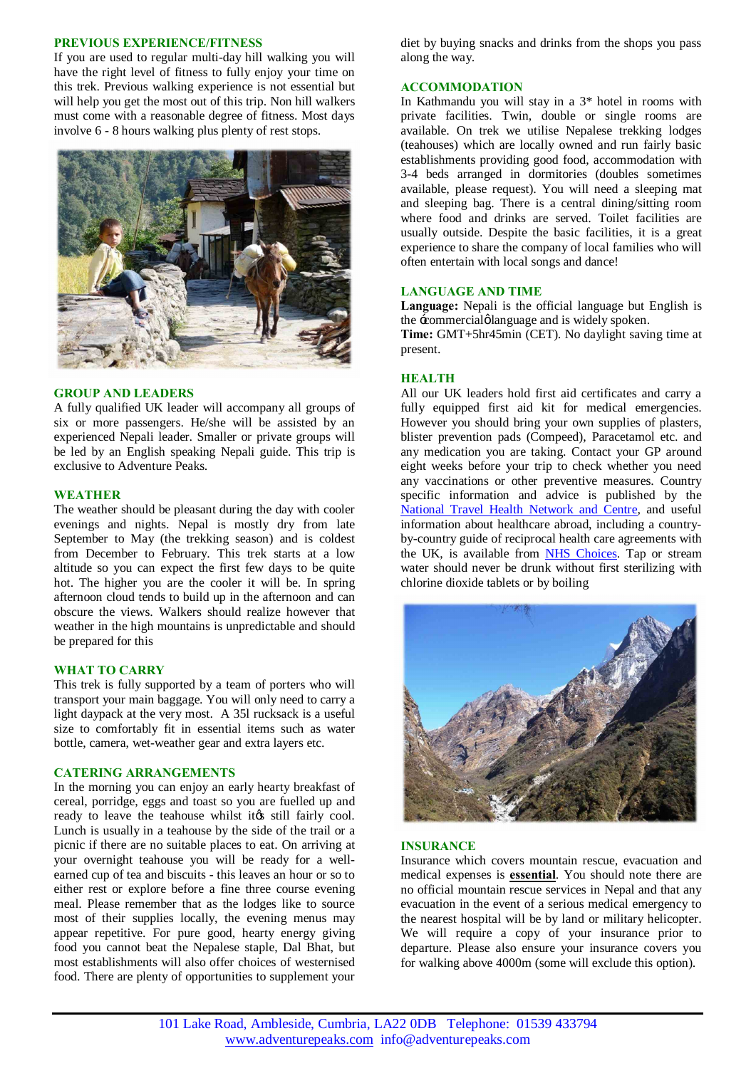## PREVIOUS EXPERIENCE/FITNESS

If you are used to regular multi-day hill walking you will have the right level of fitness to fully enjoy your time on this trek. Previous walking experience is not essential but will help you get the most out of this trip. Non hill walkers must come with a reasonable degree of fitness. Most days involve 6 - 8 hours walking plus plenty of rest stops.

## GROUP AND LEADERS

A fully qualified UK leader will accompany all groups of six or more passengers. He/she will be assisted by an experienced Nepali leader. Smaller or private groups will be led by an English speaking Nepali guide. This trip is exclusive to Adventure Peaks.

## WEATHER

The weather should be pleasant during the day with cooler evenings and nights. Nepal is mostly dry from late September to May (the trekking season) and is coldest from December to February. This trek starts at a low altitude so you can expect the first few days to be quite hot. The higher you are the cooler it will be. In spring afternoon cloud tends to build up in the afternoon and can obscure the views. Walkers should realize however that weather in the high mountains is unpredictable and should be prepared for this

## WHAT TO CARRY

This trek is fully supported by a team of porters who will transport your main baggage. You will only need to carry a light daypack at the very most. A 35l rucksack is a useful size to comfortably fit in essential items such as water bottle, camera, wet-weather gear and extra layers etc.

## CATERING ARRANGEMENTS

In the morning you can enjoy an early hearty breakfast of cereal, porridge, eggs and toast so you are fuelled up and ready to leave the teahouse whilst it's still fairly cool. Lunch is usually in a teahouse by the side of the trail or a picnic if there are no suitable places to eat. On arriving at your overnight teahouse you will be ready for a well-earned cup of tea and biscuits - this leaves an hour or so to either rest or explore before a fine three course evening meal. Please remember that as the lodges like to source most of their supplies locally, the evening menus may appear repetitive. For pure good, hearty energy giving food you cannot beat the Nepalese staple, Dal Bhat, but most establishments will also offer choices of westernised food. There are plenty of opportunities to supplement your diet by buying snacks and drinks from the shops you pass along the way.

## ACCOMMODATION

In Kathmandu you will stay in a 3* hotel in rooms with private facilities. Twin, double or single rooms are available. On trek we utilise Nepalese trekking lodges (teahouses) which are locally owned and run fairly basic establishments providing good food, accommodation with 3-4 beds arranged in dormitories (doubles sometimes available, please request). You will need a sleeping mat and sleeping bag. There is a central dining/sitting room where food and drinks are served. Toilet facilities are usually outside. Despite the basic facilities, it is a great experience to share the company of local families who will often entertain with local songs and dance!

## LANGUAGE AND TIME

**Language:** Nepali is the official language but English is the 'commercial' language and is widely spoken.
**Time:** GMT+5hr45min (CET). No daylight saving time at present.

## HEALTH

All our UK leaders hold first aid certificates and carry a fully equipped first aid kit for medical emergencies. However you should bring your own supplies of plasters, blister prevention pads (Compeed), Paracetamol etc. and any medication you are taking. Contact your GP around eight weeks before your trip to check whether you need any vaccinations or other preventive measures. Country specific information and advice is published by the National Travel Health Network and Centre, and useful information about healthcare abroad, including a country-by-country guide of reciprocal health care agreements with the UK, is available from NHS Choices. Tap or stream water should never be drunk without first sterilizing with chlorine dioxide tablets or by boiling

## INSURANCE

Insurance which covers mountain rescue, evacuation and medical expenses is **essential**. You should note there are no official mountain rescue services in Nepal and that any evacuation in the event of a serious medical emergency to the nearest hospital will be by land or military helicopter. We will require a copy of your insurance prior to departure. Please also ensure your insurance covers you for walking above 4000m (some will exclude this option).

101 Lake Road, Ambleside, Cumbria, LA22 0DB Telephone: 01539 433794
www.adventurepeaks.com info@adventurepeaks.com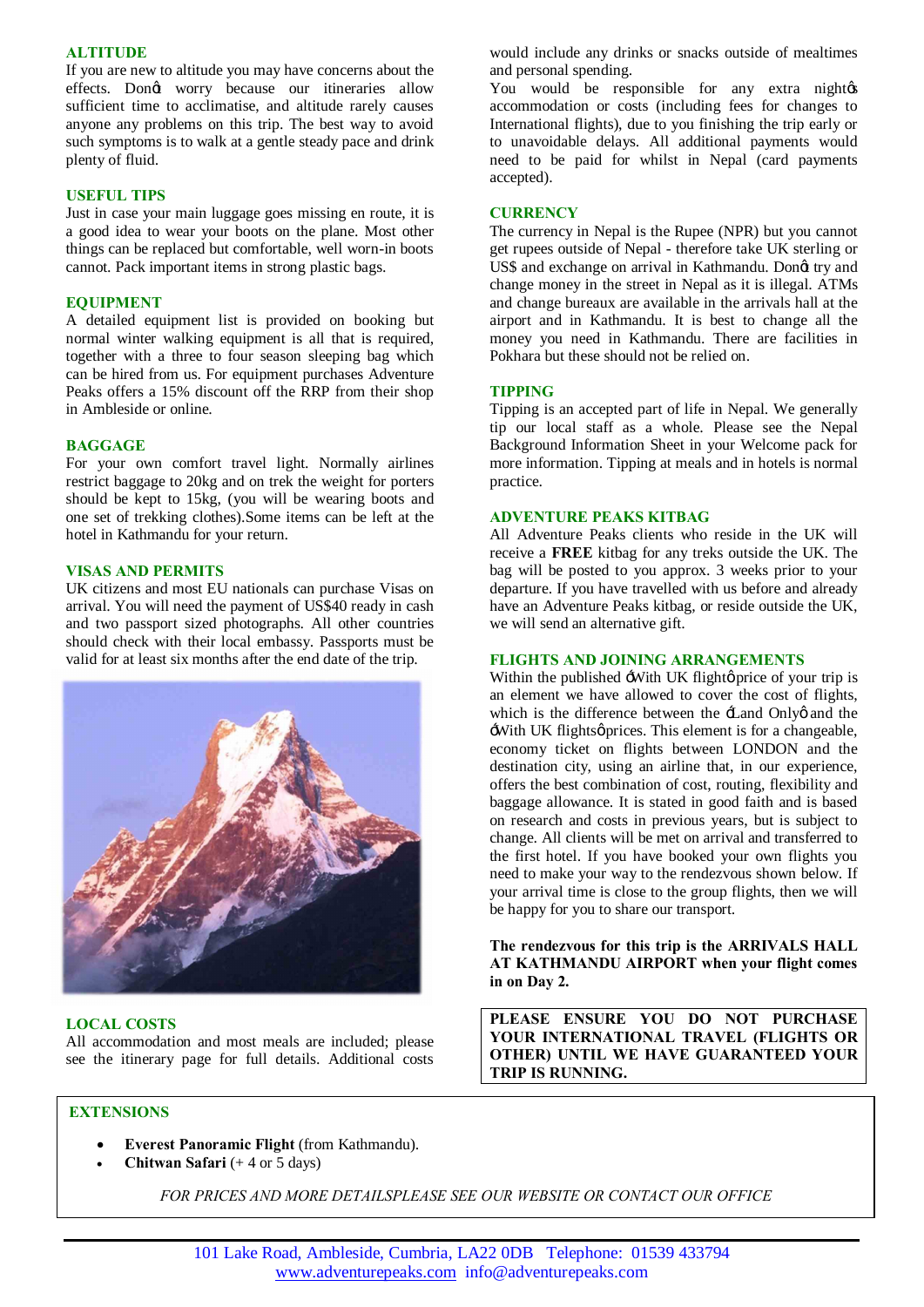## ALTITUDE

If you are new to altitude you may have concerns about the effects. Donȸt worry because our itineraries allow sufficient time to acclimatise, and altitude rarely causes anyone any problems on this trip. The best way to avoid such symptoms is to walk at a gentle steady pace and drink plenty of fluid.

## USEFUL TIPS

Just in case your main luggage goes missing en route, it is a good idea to wear your boots on the plane. Most other things can be replaced but comfortable, well worn-in boots cannot. Pack important items in strong plastic bags.

## EQUIPMENT

A detailed equipment list is provided on booking but normal winter walking equipment is all that is required, together with a three to four season sleeping bag which can be hired from us. For equipment purchases Adventure Peaks offers a 15% discount off the RRP from their shop in Ambleside or online.

## BAGGAGE

For your own comfort travel light. Normally airlines restrict baggage to 20kg and on trek the weight for porters should be kept to 15kg, (you will be wearing boots and one set of trekking clothes).Some items can be left at the hotel in Kathmandu for your return.

## VISAS AND PERMITS

UK citizens and most EU nationals can purchase Visas on arrival. You will need the payment of US$40 ready in cash and two passport sized photographs. All other countries should check with their local embassy. Passports must be valid for at least six months after the end date of the trip.

## LOCAL COSTS

All accommodation and most meals are included; please see the itinerary page for full details. Additional costs would include any drinks or snacks outside of mealtimes and personal spending.

You would be responsible for any extra nightȸs accommodation or costs (including fees for changes to International flights), due to you finishing the trip early or to unavoidable delays. All additional payments would need to be paid for whilst in Nepal (card payments accepted).

## CURRENCY

The currency in Nepal is the Rupee (NPR) but you cannot get rupees outside of Nepal - therefore take UK sterling or US$ and exchange on arrival in Kathmandu. Donȸt try and change money in the street in Nepal as it is illegal. ATMs and change bureaux are available in the arrivals hall at the airport and in Kathmandu. It is best to change all the money you need in Kathmandu. There are facilities in Pokhara but these should not be relied on.

## TIPPING

Tipping is an accepted part of life in Nepal. We generally tip our local staff as a whole. Please see the Nepal Background Information Sheet in your Welcome pack for more information. Tipping at meals and in hotels is normal practice.

## ADVENTURE PEAKS KITBAG

All Adventure Peaks clients who reside in the UK will receive a **FREE** kitbag for any treks outside the UK. The bag will be posted to you approx. 3 weeks prior to your departure. If you have travelled with us before and already have an Adventure Peaks kitbag, or reside outside the UK, we will send an alternative gift.

## FLIGHTS AND JOINING ARRANGEMENTS

Within the published ȸWith UK flightȹ price of your trip is an element we have allowed to cover the cost of flights, which is the difference between the ȸLand Onlyȹ and the ȸWith UK flightsȹ prices. This element is for a changeable, economy ticket on flights between LONDON and the destination city, using an airline that, in our experience, offers the best combination of cost, routing, flexibility and baggage allowance. It is stated in good faith and is based on research and costs in previous years, but is subject to change. All clients will be met on arrival and transferred to the first hotel. If you have booked your own flights you need to make your way to the rendezvous shown below. If your arrival time is close to the group flights, then we will be happy for you to share our transport.

**The rendezvous for this trip is the ARRIVALS HALL AT KATHMANDU AIRPORT when your flight comes in on Day 2.**

**PLEASE ENSURE YOU DO NOT PURCHASE YOUR INTERNATIONAL TRAVEL (FLIGHTS OR OTHER) UNTIL WE HAVE GUARANTEED YOUR TRIP IS RUNNING.**

## EXTENSIONS

- **Everest Panoramic Flight** (from Kathmandu).
- **Chitwan Safari** (+ 4 or 5 days)

*FOR PRICES AND MORE DETAILSPLEASE SEE OUR WEBSITE OR CONTACT OUR OFFICE*

101 Lake Road, Ambleside, Cumbria, LA22 0DB Telephone: 01539 433794
www.adventurepeaks.com info@adventurepeaks.com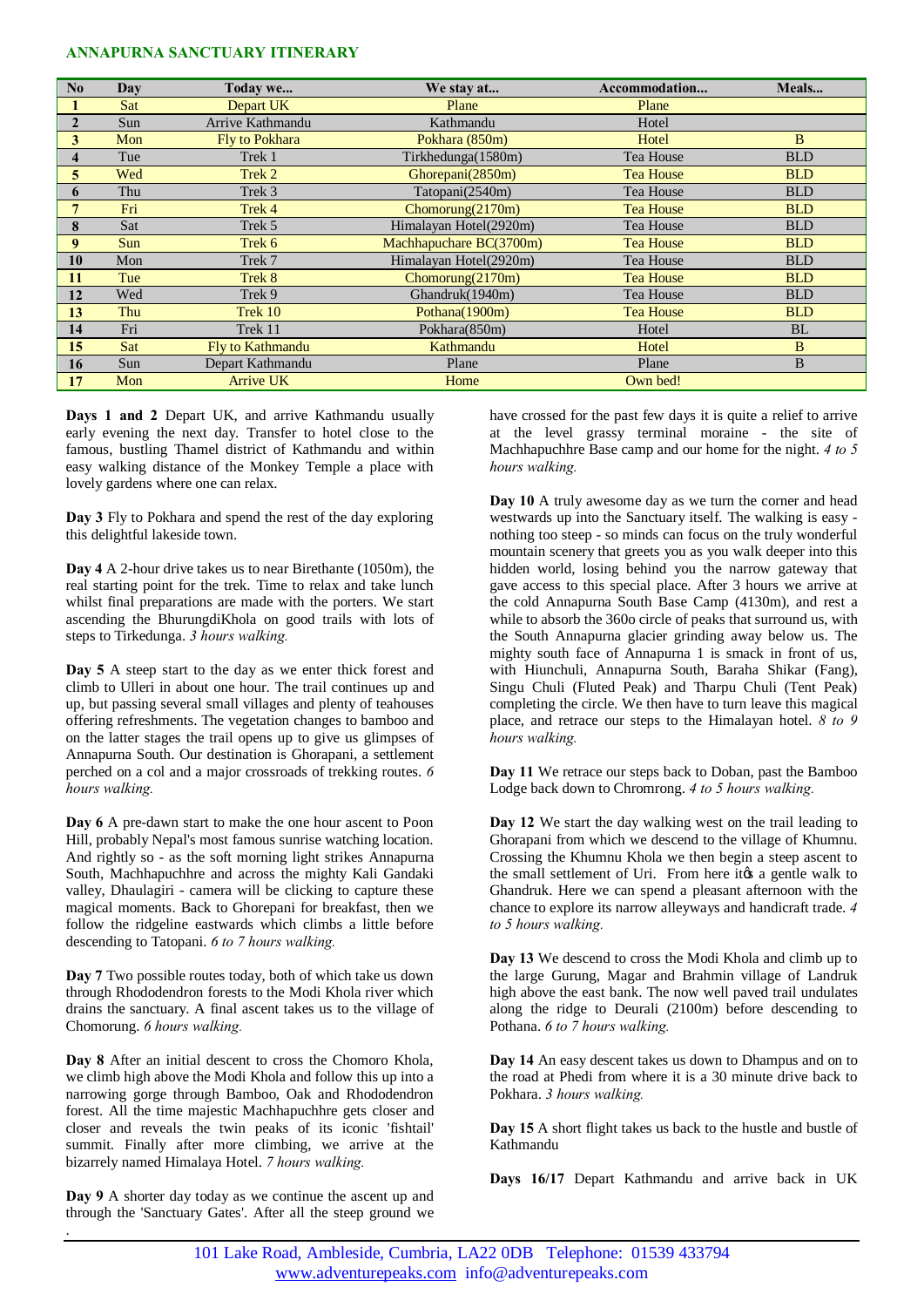## ANNAPURNA SANCTUARY ITINERARY

| No | Day | Today we... | We stay at... | Accommodation... | Meals... |
|---|---|---|---|---|---|
| 1 | Sat | Depart UK | Plane | Plane | |
| 2 | Sun | Arrive Kathmandu | Kathmandu | Hotel | |
| 3 | Mon | Fly to Pokhara | Pokhara (850m) | Hotel | B |
| 4 | Tue | Trek 1 | Tirkhedunga(1580m) | Tea House | BLD |
| 5 | Wed | Trek 2 | Ghorepani(2850m) | Tea House | BLD |
| 6 | Thu | Trek 3 | Tatopani(2540m) | Tea House | BLD |
| 7 | Fri | Trek 4 | Chomorung(2170m) | Tea House | BLD |
| 8 | Sat | Trek 5 | Himalayan Hotel(2920m) | Tea House | BLD |
| 9 | Sun | Trek 6 | Machhapuchare BC(3700m) | Tea House | BLD |
| 10 | Mon | Trek 7 | Himalayan Hotel(2920m) | Tea House | BLD |
| 11 | Tue | Trek 8 | Chomorung(2170m) | Tea House | BLD |
| 12 | Wed | Trek 9 | Ghandruk(1940m) | Tea House | BLD |
| 13 | Thu | Trek 10 | Pothana(1900m) | Tea House | BLD |
| 14 | Fri | Trek 11 | Pokhara(850m) | Hotel | BL |
| 15 | Sat | Fly to Kathmandu | Kathmandu | Hotel | B |
| 16 | Sun | Depart Kathmandu | Plane | Plane | B |
| 17 | Mon | Arrive UK | Home | Own bed! | |

**Days 1 and 2** Depart UK, and arrive Kathmandu usually early evening the next day. Transfer to hotel close to the famous, bustling Thamel district of Kathmandu and within easy walking distance of the Monkey Temple a place with lovely gardens where one can relax.

**Day 3** Fly to Pokhara and spend the rest of the day exploring this delightful lakeside town.

**Day 4** A 2-hour drive takes us to near Birethante (1050m), the real starting point for the trek. Time to relax and take lunch whilst final preparations are made with the porters. We start ascending the BhurungdiKhola on good trails with lots of steps to Tirkedunga. *3 hours walking.*

**Day 5** A steep start to the day as we enter thick forest and climb to Ulleri in about one hour. The trail continues up and up, but passing several small villages and plenty of teahouses offering refreshments. The vegetation changes to bamboo and on the latter stages the trail opens up to give us glimpses of Annapurna South. Our destination is Ghorapani, a settlement perched on a col and a major crossroads of trekking routes. *6 hours walking.*

**Day 6** A pre-dawn start to make the one hour ascent to Poon Hill, probably Nepal's most famous sunrise watching location. And rightly so - as the soft morning light strikes Annapurna South, Machhapuchhre and across the mighty Kali Gandaki valley, Dhaulagiri - camera will be clicking to capture these magical moments. Back to Ghorepani for breakfast, then we follow the ridgeline eastwards which climbs a little before descending to Tatopani. *6 to 7 hours walking.*

**Day 7** Two possible routes today, both of which take us down through Rhododendron forests to the Modi Khola river which drains the sanctuary. A final ascent takes us to the village of Chomorung. *6 hours walking.*

**Day 8** After an initial descent to cross the Chomoro Khola, we climb high above the Modi Khola and follow this up into a narrowing gorge through Bamboo, Oak and Rhododendron forest. All the time majestic Machhapuchhre gets closer and closer and reveals the twin peaks of its iconic 'fishtail' summit. Finally after more climbing, we arrive at the bizarrely named Himalaya Hotel. *7 hours walking.*

**Day 9** A shorter day today as we continue the ascent up and through the 'Sanctuary Gates'. After all the steep ground we have crossed for the past few days it is quite a relief to arrive at the level grassy terminal moraine - the site of Machhapuchhre Base camp and our home for the night. *4 to 5 hours walking.*

**Day 10** A truly awesome day as we turn the corner and head westwards up into the Sanctuary itself. The walking is easy - nothing too steep - so minds can focus on the truly wonderful mountain scenery that greets you as you walk deeper into this hidden world, losing behind you the narrow gateway that gave access to this special place. After 3 hours we arrive at the cold Annapurna South Base Camp (4130m), and rest a while to absorb the 360o circle of peaks that surround us, with the South Annapurna glacier grinding away below us. The mighty south face of Annapurna 1 is smack in front of us, with Hiunchuli, Annapurna South, Baraha Shikar (Fang), Singu Chuli (Fluted Peak) and Tharpu Chuli (Tent Peak) completing the circle. We then have to turn leave this magical place, and retrace our steps to the Himalayan hotel. *8 to 9 hours walking.*

**Day 11** We retrace our steps back to Doban, past the Bamboo Lodge back down to Chromrong. *4 to 5 hours walking.*

**Day 12** We start the day walking west on the trail leading to Ghorapani from which we descend to the village of Khumnu. Crossing the Khumnu Khola we then begin a steep ascent to the small settlement of Uri. From here itÆs a gentle walk to Ghandruk. Here we can spend a pleasant afternoon with the chance to explore its narrow alleyways and handicraft trade. *4 to 5 hours walking.*

**Day 13** We descend to cross the Modi Khola and climb up to the large Gurung, Magar and Brahmin village of Landruk high above the east bank. The now well paved trail undulates along the ridge to Deurali (2100m) before descending to Pothana. *6 to 7 hours walking.*

**Day 14** An easy descent takes us down to Dhampus and on to the road at Phedi from where it is a 30 minute drive back to Pokhara. *3 hours walking.*

**Day 15** A short flight takes us back to the hustle and bustle of Kathmandu

**Days 16/17** Depart Kathmandu and arrive back in UK

101 Lake Road, Ambleside, Cumbria, LA22 0DB Telephone: 01539 433794
www.adventurepeaks.com info@adventurepeaks.com